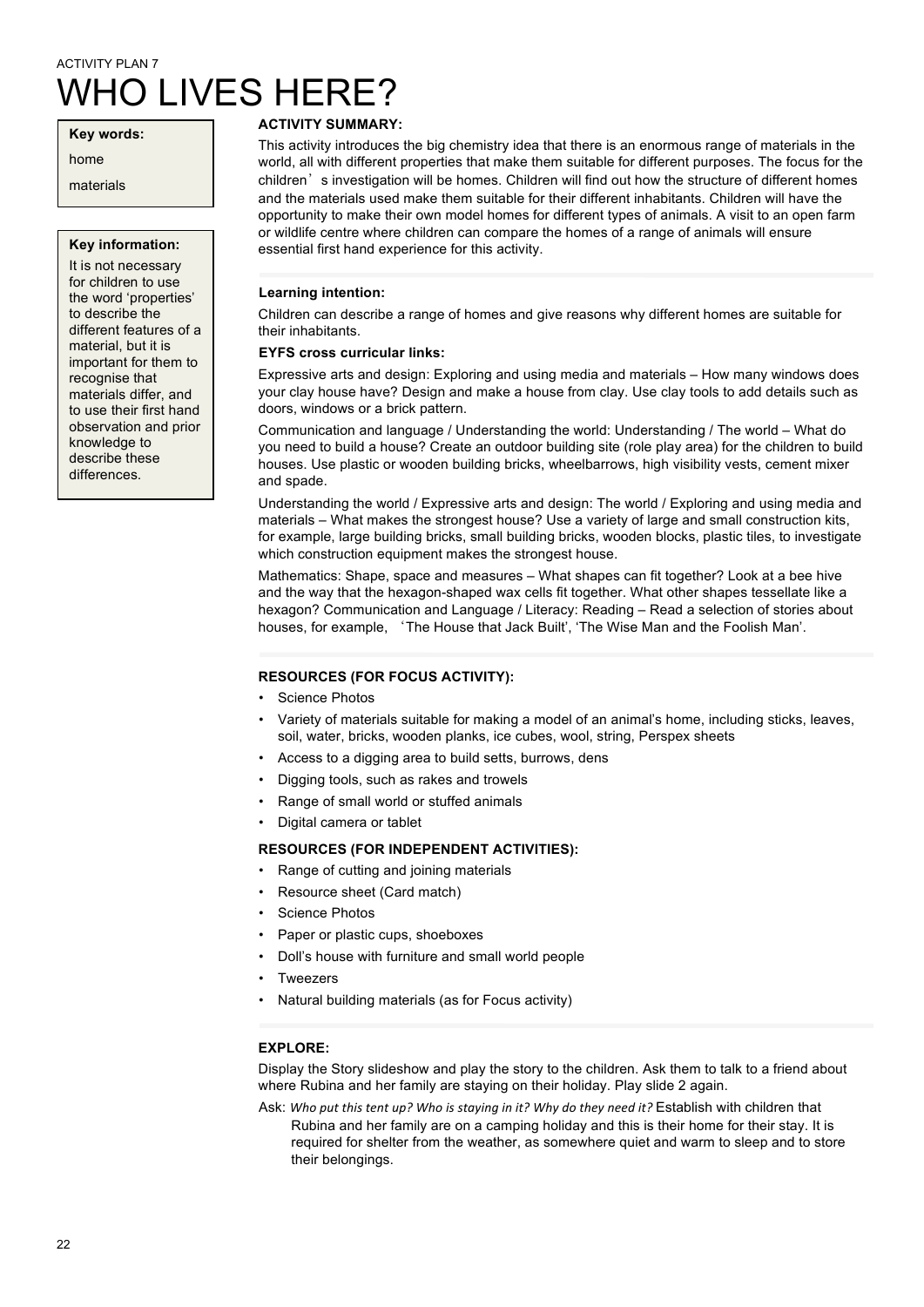ACTIVITY PLAN 7

# WHO LIVES HERE?

**Key words:**

home

materials

**Key information:**

It is not necessary for children to use the word 'properties' to describe the different features of a material, but it is important for them to recognise that materials differ, and to use their first hand observation and prior knowledge to describe these differences.

**ACTIVITY SUMMARY:**

This activity introduces the big chemistry idea that there is an enormous range of materials in the world, all with different properties that make them suitable for different purposes. The focus for the children's investigation will be homes. Children will find out how the structure of different homes and the materials used make them suitable for their different inhabitants. Children will have the opportunity to make their own model homes for different types of animals. A visit to an open farm or wildlife centre where children can compare the homes of a range of animals will ensure essential first hand experience for this activity.

**Learning intention:**

Children can describe a range of homes and give reasons why different homes are suitable for their inhabitants.

**EYFS cross curricular links:**

Expressive arts and design: Exploring and using media and materials – How many windows does your clay house have? Design and make a house from clay. Use clay tools to add details such as doors, windows or a brick pattern.

Communication and language / Understanding the world: Understanding / The world – What do you need to build a house? Create an outdoor building site (role play area) for the children to build houses. Use plastic or wooden building bricks, wheelbarrows, high visibility vests, cement mixer and spade.

Understanding the world / Expressive arts and design: The world / Exploring and using media and materials – What makes the strongest house? Use a variety of large and small construction kits, for example, large building bricks, small building bricks, wooden blocks, plastic tiles, to investigate which construction equipment makes the strongest house.

Mathematics: Shape, space and measures – What shapes can fit together? Look at a bee hive and the way that the hexagon-shaped wax cells fit together. What other shapes tessellate like a hexagon? Communication and Language / Literacy: Reading – Read a selection of stories about houses, for example, 'The House that Jack Built', 'The Wise Man and the Foolish Man'.

**RESOURCES (FOR FOCUS ACTIVITY):**

- Science Photos
- Variety of materials suitable for making a model of an animal's home, including sticks, leaves, soil, water, bricks, wooden planks, ice cubes, wool, string, Perspex sheets
- Access to a digging area to build setts, burrows, dens
- Digging tools, such as rakes and trowels
- Range of small world or stuffed animals
- Digital camera or tablet

**RESOURCES (FOR INDEPENDENT ACTIVITIES):**

- Range of cutting and joining materials
- Resource sheet (Card match)
- Science Photos
- Paper or plastic cups, shoeboxes
- Doll's house with furniture and small world people
- Tweezers
- Natural building materials (as for Focus activity)

**EXPLORE:**

Display the Story slideshow and play the story to the children. Ask them to talk to a friend about where Rubina and her family are staying on their holiday. Play slide 2 again.

Ask: *Who put this tent up? Who is staying in it? Why do they need it?* Establish with children that Rubina and her family are on a camping holiday and this is their home for their stay. It is required for shelter from the weather, as somewhere quiet and warm to sleep and to store their belongings.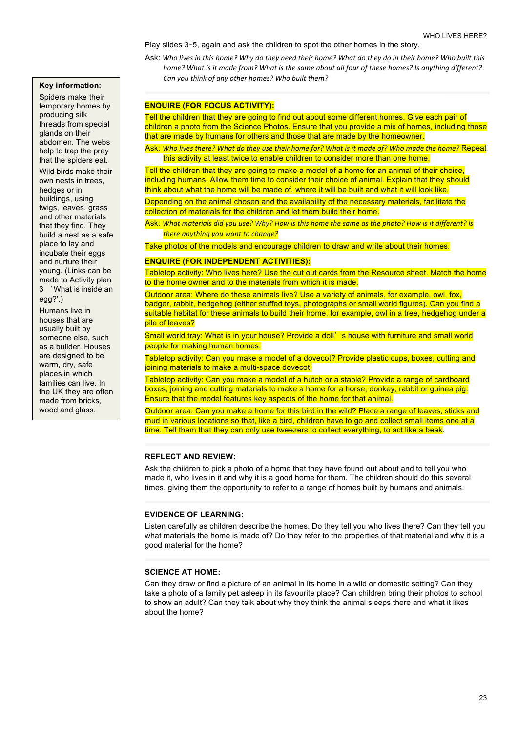**Key information:**

Spiders make their temporary homes by producing silk threads from special glands on their abdomen. The webs help to trap the prey that the spiders eat.

Wild birds make their own nests in trees, hedges or in buildings, using twigs, leaves, grass and other materials that they find. They build a nest as a safe place to lay and incubate their eggs and nurture their young. (Links can be made to Activity plan 3 'What is inside an egg?'.)

Humans live in houses that are usually built by someone else, such as a builder. Houses are designed to be warm, dry, safe places in which families can live. In the UK they are often made from bricks, wood and glass.

Play slides 3–5, again and ask the children to spot the other homes in the story.

Ask: *Who lives in this home? Why do they need their home? What do they do in their home? Who built this home? What is it made from? What is the same about all four of these homes? Is anything different? Can you think of any other homes? Who built them?*

**ENQUIRE (FOR FOCUS ACTIVITY):**

Tell the children that they are going to find out about some different homes. Give each pair of children a photo from the Science Photos. Ensure that you provide a mix of homes, including those that are made by humans for others and those that are made by the homeowner.

Ask: *Who lives there? What do they use their home for? What is it made of? Who made the home?* Repeat this activity at least twice to enable children to consider more than one home.

Tell the children that they are going to make a model of a home for an animal of their choice, including humans. Allow them time to consider their choice of animal. Explain that they should think about what the home will be made of, where it will be built and what it will look like.

Depending on the animal chosen and the availability of the necessary materials, facilitate the collection of materials for the children and let them build their home.

Ask: *What materials did you use? Why? How is this home the same as the photo? How is it different? Is there anything you want to change?*

Take photos of the models and encourage children to draw and write about their homes.

**ENQUIRE (FOR INDEPENDENT ACTIVITIES):**

Tabletop activity: Who lives here? Use the cut out cards from the Resource sheet. Match the home to the home owner and to the materials from which it is made.

Outdoor area: Where do these animals live? Use a variety of animals, for example, owl, fox, badger, rabbit, hedgehog (either stuffed toys, photographs or small world figures). Can you find a suitable habitat for these animals to build their home, for example, owl in a tree, hedgehog under a pile of leaves?

Small world tray: What is in your house? Provide a doll's house with furniture and small world people for making human homes.

Tabletop activity: Can you make a model of a dovecot? Provide plastic cups, boxes, cutting and joining materials to make a multi-space dovecot.

Tabletop activity: Can you make a model of a hutch or a stable? Provide a range of cardboard boxes, joining and cutting materials to make a home for a horse, donkey, rabbit or guinea pig. Ensure that the model features key aspects of the home for that animal.

Outdoor area: Can you make a home for this bird in the wild? Place a range of leaves, sticks and mud in various locations so that, like a bird, children have to go and collect small items one at a time. Tell them that they can only use tweezers to collect everything, to act like a beak.

**REFLECT AND REVIEW:**

Ask the children to pick a photo of a home that they have found out about and to tell you who made it, who lives in it and why it is a good home for them. The children should do this several times, giving them the opportunity to refer to a range of homes built by humans and animals.

**EVIDENCE OF LEARNING:**

Listen carefully as children describe the homes. Do they tell you who lives there? Can they tell you what materials the home is made of? Do they refer to the properties of that material and why it is a good material for the home?

**SCIENCE AT HOME:**

Can they draw or find a picture of an animal in its home in a wild or domestic setting? Can they take a photo of a family pet asleep in its favourite place? Can children bring their photos to school to show an adult? Can they talk about why they think the animal sleeps there and what it likes about the home?